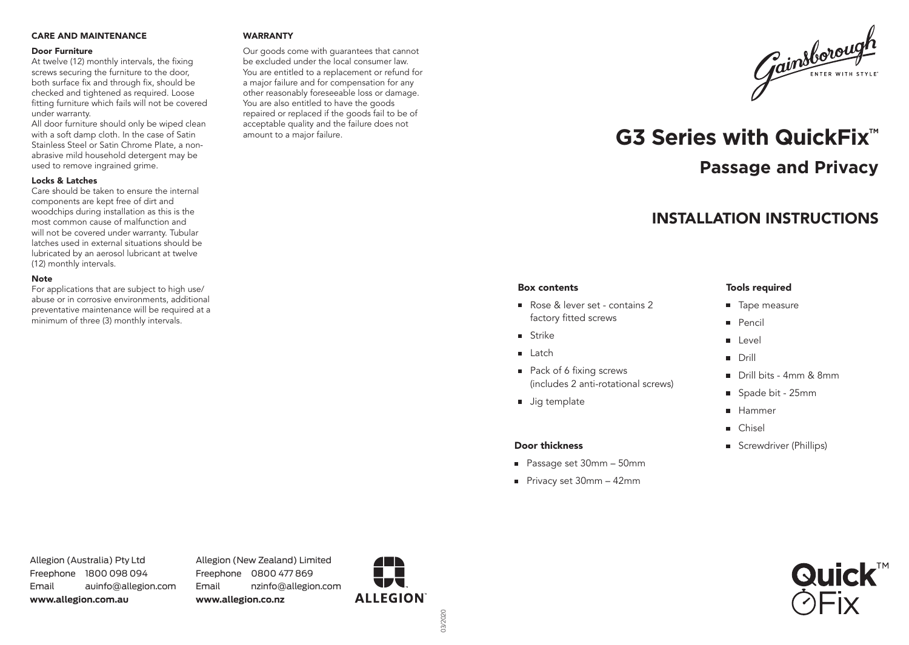## CARE AND MAINTENANCE

### Door Furniture

At twelve (12) monthly intervals, the fixing screws securing the furniture to the door, both surface fix and through fix, should be checked and tightened as required. Loose fitting furniture which fails will not be covered under warranty.

All door furniture should only be wiped clean with a soft damp cloth. In the case of Satin Stainless Steel or Satin Chrome Plate, a non-abrasive mild household detergent may be used to remove ingrained grime.

### Locks & Latches

Care should be taken to ensure the internal components are kept free of dirt and woodchips during installation as this is the most common cause of malfunction and will not be covered under warranty. Tubular latches used in external situations should be lubricated by an aerosol lubricant at twelve (12) monthly intervals.

### Note

For applications that are subject to high use/ abuse or in corrosive environments, additional preventative maintenance will be required at a minimum of three (3) monthly intervals.

## WARRANTY

Our goods come with guarantees that cannot be excluded under the local consumer law. You are entitled to a replacement or refund for a major failure and for compensation for any other reasonably foreseeable loss or damage. You are also entitled to have the goods repaired or replaced if the goods fail to be of acceptable quality and the failure does not amount to a major failure.

Allegion (Australia) Pty Ltd
Freephone 1800 098 094
Email auinfo@allegion.com
**www.allegion.com.au**

Allegion (New Zealand) Limited
Freephone 0800 477 869
Email nzinfo@allegion.com
**www.allegion.co.nz**

ALLEGION

03/2020

Gainsborough
ENTER WITH STYLE

# G3 Series with QuickFix™

## Passage and Privacy

# INSTALLATION INSTRUCTIONS

### Box contents

- Rose & lever set - contains 2 factory fitted screws
- Strike
- Latch
- Pack of 6 fixing screws (includes 2 anti-rotational screws)
- Jig template

### Door thickness

- Passage set 30mm – 50mm
- Privacy set 30mm – 42mm

### Tools required

- Tape measure
- Pencil
- Level
- Drill
- Drill bits - 4mm & 8mm
- Spade bit - 25mm
- Hammer
- Chisel
- Screwdriver (Phillips)

Quick™ Fix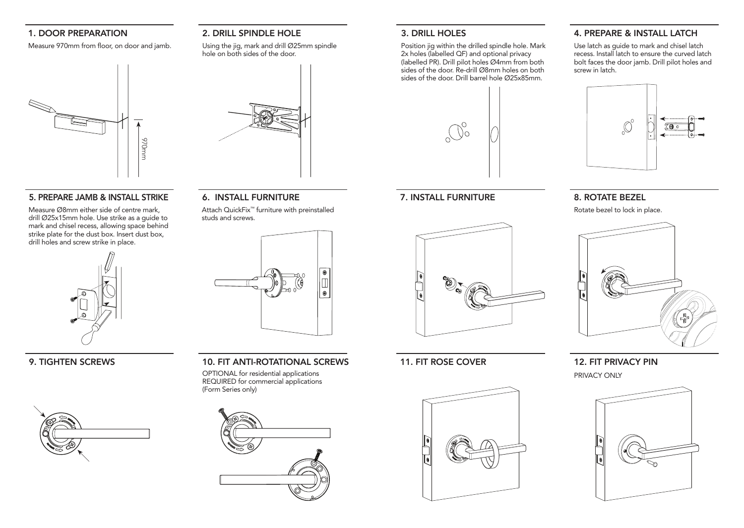## 1. DOOR PREPARATION

Measure 970mm from floor, on door and jamb.

970mm

## 2. DRILL SPINDLE HOLE

Using the jig, mark and drill Ø25mm spindle hole on both sides of the door.

## 3. DRILL HOLES

Position jig within the drilled spindle hole. Mark 2x holes (labelled QF) and optional privacy (labelled PR). Drill pilot holes Ø4mm from both sides of the door. Re-drill Ø8mm holes on both sides of the door. Drill barrel hole Ø25x85mm.

## 4. PREPARE & INSTALL LATCH

Use latch as guide to mark and chisel latch recess. Install latch to ensure the curved latch bolt faces the door jamb. Drill pilot holes and screw in latch.

## 5. PREPARE JAMB & INSTALL STRIKE

Measure Ø8mm either side of centre mark, drill Ø25x15mm hole. Use strike as a guide to mark and chisel recess, allowing space behind strike plate for the dust box. Insert dust box, drill holes and screw strike in place.

## 6. INSTALL FURNITURE

Attach QuickFix™ furniture with preinstalled studs and screws.

## 7. INSTALL FURNITURE

## 8. ROTATE BEZEL

Rotate bezel to lock in place.

## 9. TIGHTEN SCREWS

## 10. FIT ANTI-ROTATIONAL SCREWS

OPTIONAL for residential applications
REQUIRED for commercial applications
(Form Series only)

## 11. FIT ROSE COVER

## 12. FIT PRIVACY PIN

PRIVACY ONLY